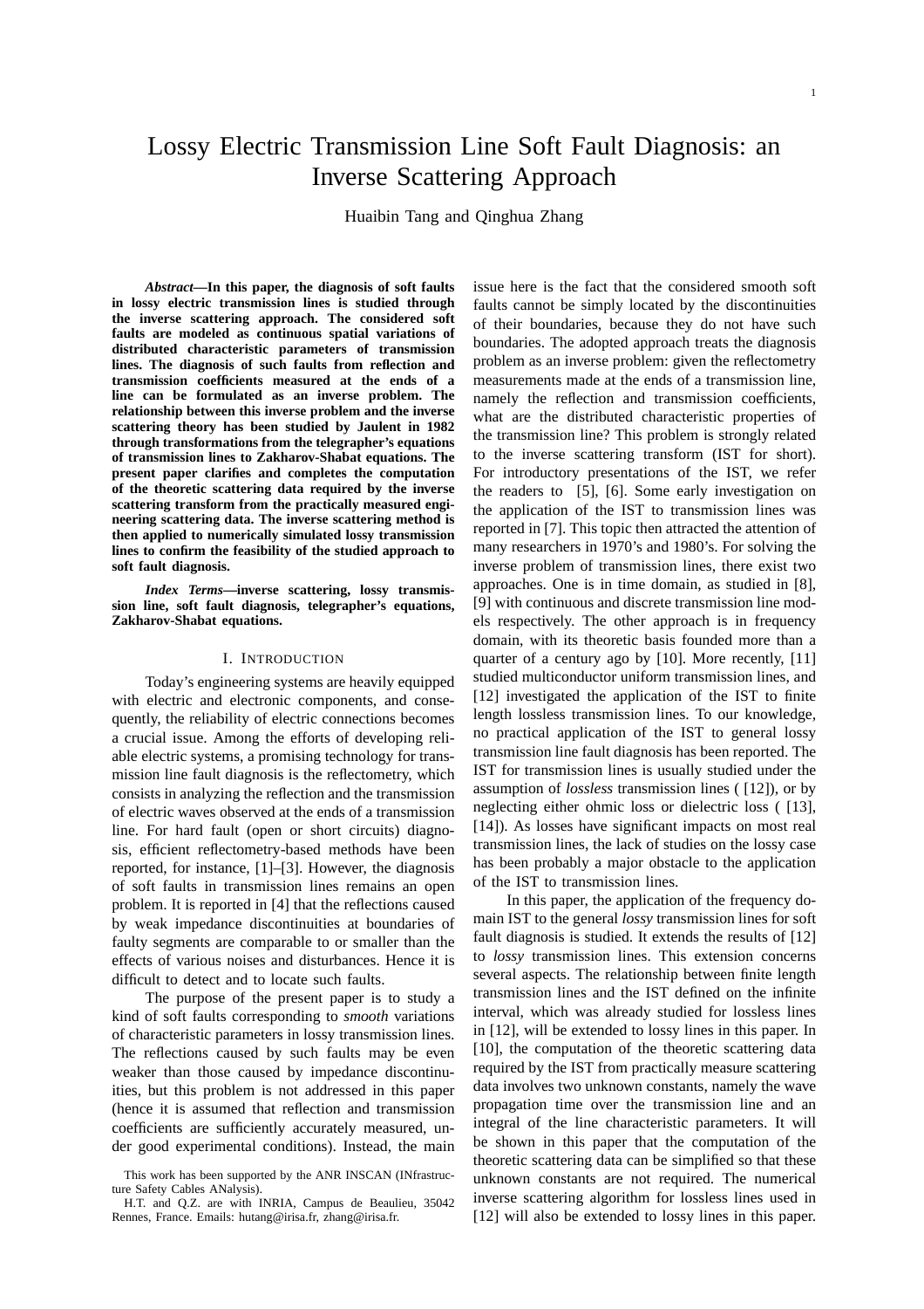# Lossy Electric Transmission Line Soft Fault Diagnosis: an Inverse Scattering Approach

Huaibin Tang and Qinghua Zhang

***Abstract*—In this paper, the diagnosis of soft faults in lossy electric transmission lines is studied through the inverse scattering approach. The considered soft faults are modeled as continuous spatial variations of distributed characteristic parameters of transmission lines. The diagnosis of such faults from reflection and transmission coefficients measured at the ends of a line can be formulated as an inverse problem. The relationship between this inverse problem and the inverse scattering theory has been studied by Jaulent in 1982 through transformations from the telegrapher's equations of transmission lines to Zakharov-Shabat equations. The present paper clarifies and completes the computation of the theoretic scattering data required by the inverse scattering transform from the practically measured engineering scattering data. The inverse scattering method is then applied to numerically simulated lossy transmission lines to confirm the feasibility of the studied approach to soft fault diagnosis.**

***Index Terms*—inverse scattering, lossy transmission line, soft fault diagnosis, telegrapher's equations, Zakharov-Shabat equations.**

## I. Introduction

Today's engineering systems are heavily equipped with electric and electronic components, and consequently, the reliability of electric connections becomes a crucial issue. Among the efforts of developing reliable electric systems, a promising technology for transmission line fault diagnosis is the reflectometry, which consists in analyzing the reflection and the transmission of electric waves observed at the ends of a transmission line. For hard fault (open or short circuits) diagnosis, efficient reflectometry-based methods have been reported, for instance, [1]–[3]. However, the diagnosis of soft faults in transmission lines remains an open problem. It is reported in [4] that the reflections caused by weak impedance discontinuities at boundaries of faulty segments are comparable to or smaller than the effects of various noises and disturbances. Hence it is difficult to detect and to locate such faults.

The purpose of the present paper is to study a kind of soft faults corresponding to *smooth* variations of characteristic parameters in lossy transmission lines. The reflections caused by such faults may be even weaker than those caused by impedance discontinuities, but this problem is not addressed in this paper (hence it is assumed that reflection and transmission coefficients are sufficiently accurately measured, under good experimental conditions). Instead, the main issue here is the fact that the considered smooth soft faults cannot be simply located by the discontinuities of their boundaries, because they do not have such boundaries. The adopted approach treats the diagnosis problem as an inverse problem: given the reflectometry measurements made at the ends of a transmission line, namely the reflection and transmission coefficients, what are the distributed characteristic properties of the transmission line? This problem is strongly related to the inverse scattering transform (IST for short). For introductory presentations of the IST, we refer the readers to [5], [6]. Some early investigation on the application of the IST to transmission lines was reported in [7]. This topic then attracted the attention of many researchers in 1970's and 1980's. For solving the inverse problem of transmission lines, there exist two approaches. One is in time domain, as studied in [8], [9] with continuous and discrete transmission line models respectively. The other approach is in frequency domain, with its theoretic basis founded more than a quarter of a century ago by [10]. More recently, [11] studied multiconductor uniform transmission lines, and [12] investigated the application of the IST to finite length lossless transmission lines. To our knowledge, no practical application of the IST to general lossy transmission line fault diagnosis has been reported. The IST for transmission lines is usually studied under the assumption of *lossless* transmission lines ( [12]), or by neglecting either ohmic loss or dielectric loss ( [13], [14]). As losses have significant impacts on most real transmission lines, the lack of studies on the lossy case has been probably a major obstacle to the application of the IST to transmission lines.

In this paper, the application of the frequency domain IST to the general *lossy* transmission lines for soft fault diagnosis is studied. It extends the results of [12] to *lossy* transmission lines. This extension concerns several aspects. The relationship between finite length transmission lines and the IST defined on the infinite interval, which was already studied for lossless lines in [12], will be extended to lossy lines in this paper. In [10], the computation of the theoretic scattering data required by the IST from practically measure scattering data involves two unknown constants, namely the wave propagation time over the transmission line and an integral of the line characteristic parameters. It will be shown in this paper that the computation of the theoretic scattering data can be simplified so that these unknown constants are not required. The numerical inverse scattering algorithm for lossless lines used in [12] will also be extended to lossy lines in this paper.

This work has been supported by the ANR INSCAN (INfrastructure Safety Cables ANalysis).

H.T. and Q.Z. are with INRIA, Campus de Beaulieu, 35042 Rennes, France. Emails: hutang@irisa.fr, zhang@irisa.fr.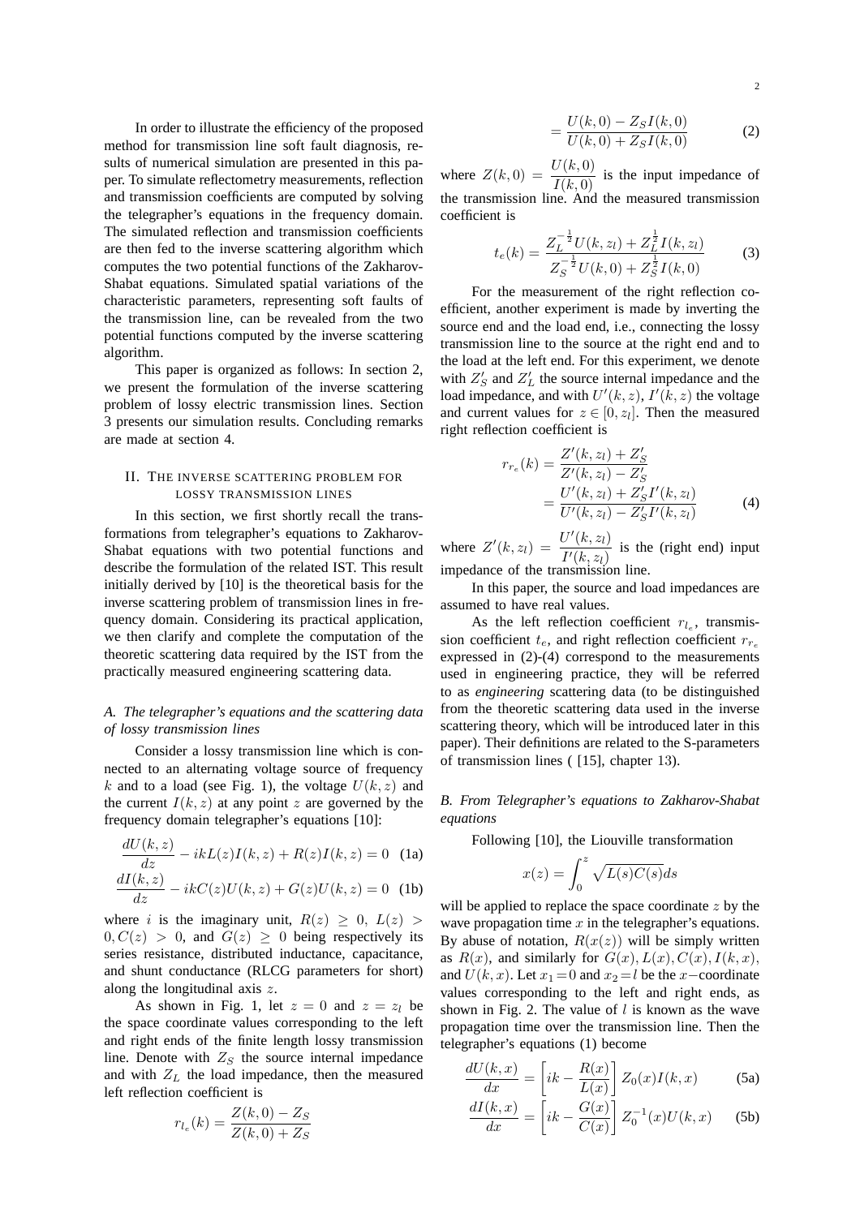In order to illustrate the efficiency of the proposed method for transmission line soft fault diagnosis, results of numerical simulation are presented in this paper. To simulate reflectometry measurements, reflection and transmission coefficients are computed by solving the telegrapher's equations in the frequency domain. The simulated reflection and transmission coefficients are then fed to the inverse scattering algorithm which computes the two potential functions of the Zakharov-Shabat equations. Simulated spatial variations of the characteristic parameters, representing soft faults of the transmission line, can be revealed from the two potential functions computed by the inverse scattering algorithm.

This paper is organized as follows: In section 2, we present the formulation of the inverse scattering problem of lossy electric transmission lines. Section 3 presents our simulation results. Concluding remarks are made at section 4.

## II. The inverse scattering problem for lossy transmission lines

In this section, we first shortly recall the transformations from telegrapher's equations to Zakharov-Shabat equations with two potential functions and describe the formulation of the related IST. This result initially derived by [10] is the theoretical basis for the inverse scattering problem of transmission lines in frequency domain. Considering its practical application, we then clarify and complete the computation of the theoretic scattering data required by the IST from the practically measured engineering scattering data.

### A. The telegrapher's equations and the scattering data of lossy transmission lines

Consider a lossy transmission line which is connected to an alternating voltage source of frequency $k$ and to a load (see Fig. 1), the voltage $U(k,z)$ and the current $I(k,z)$ at any point $z$ are governed by the frequency domain telegrapher's equations [10]:

$$\frac{dU(k,z)}{dz} - ikL(z)I(k,z) + R(z)I(k,z) = 0 \quad \text{(1a)}$$

$$\frac{dI(k,z)}{dz} - ikC(z)U(k,z) + G(z)U(k,z) = 0 \quad \text{(1b)}$$

where $i$ is the imaginary unit, $R(z) \geq 0$, $L(z) > 0, C(z) > 0$, and $G(z) \geq 0$ being respectively its series resistance, distributed inductance, capacitance, and shunt conductance (RLCG parameters for short) along the longitudinal axis $z$.

As shown in Fig. 1, let $z = 0$ and $z = z_l$ be the space coordinate values corresponding to the left and right ends of the finite length lossy transmission line. Denote with $Z_S$ the source internal impedance and with $Z_L$ the load impedance, then the measured left reflection coefficient is

$$r_{l_e}(k) = \frac{Z(k,0) - Z_S}{Z(k,0) + Z_S}$$

$$= \frac{U(k,0) - Z_S I(k,0)}{U(k,0) + Z_S I(k,0)} \quad (2)$$

where $Z(k,0) = \dfrac{U(k,0)}{I(k,0)}$ is the input impedance of the transmission line. And the measured transmission coefficient is

$$t_e(k) = \frac{Z_L^{-\frac{1}{2}} U(k,z_l) + Z_L^{\frac{1}{2}} I(k,z_l)}{Z_S^{-\frac{1}{2}} U(k,0) + Z_S^{\frac{1}{2}} I(k,0)} \quad (3)$$

For the measurement of the right reflection coefficient, another experiment is made by inverting the source end and the load end, i.e., connecting the lossy transmission line to the source at the right end and to the load at the left end. For this experiment, we denote with $Z'_S$ and $Z'_L$ the source internal impedance and the load impedance, and with $U'(k,z)$, $I'(k,z)$ the voltage and current values for $z \in [0, z_l]$. Then the measured right reflection coefficient is

$$r_{r_e}(k) = \frac{Z'(k,z_l) + Z'_S}{Z'(k,z_l) - Z'_S}$$

$$= \frac{U'(k,z_l) + Z'_S I'(k,z_l)}{U'(k,z_l) - Z'_S I'(k,z_l)} \quad (4)$$

where $Z'(k,z_l) = \dfrac{U'(k,z_l)}{I'(k,z_l)}$ is the (right end) input impedance of the transmission line.

In this paper, the source and load impedances are assumed to have real values.

As the left reflection coefficient $r_{l_e}$, transmission coefficient $t_e$, and right reflection coefficient $r_{r_e}$ expressed in (2)-(4) correspond to the measurements used in engineering practice, they will be referred to as *engineering* scattering data (to be distinguished from the theoretic scattering data used in the inverse scattering theory, which will be introduced later in this paper). Their definitions are related to the S-parameters of transmission lines ( [15], chapter 13).

### B. From Telegrapher's equations to Zakharov-Shabat equations

Following [10], the Liouville transformation

$$x(z) = \int_0^z \sqrt{L(s)C(s)}ds$$

will be applied to replace the space coordinate $z$ by the wave propagation time $x$ in the telegrapher's equations. By abuse of notation, $R(x(z))$ will be simply written as $R(x)$, and similarly for $G(x), L(x), C(x), I(k,x)$, and $U(k,x)$. Let $x_1 = 0$ and $x_2 = l$ be the $x-$coordinate values corresponding to the left and right ends, as shown in Fig. 2. The value of $l$ is known as the wave propagation time over the transmission line. Then the telegrapher's equations (1) become

$$\frac{dU(k,x)}{dx} = \left[ik - \frac{R(x)}{L(x)}\right] Z_0(x) I(k,x) \quad \text{(5a)}$$

$$\frac{dI(k,x)}{dx} = \left[ik - \frac{G(x)}{C(x)}\right] Z_0^{-1}(x) U(k,x) \quad \text{(5b)}$$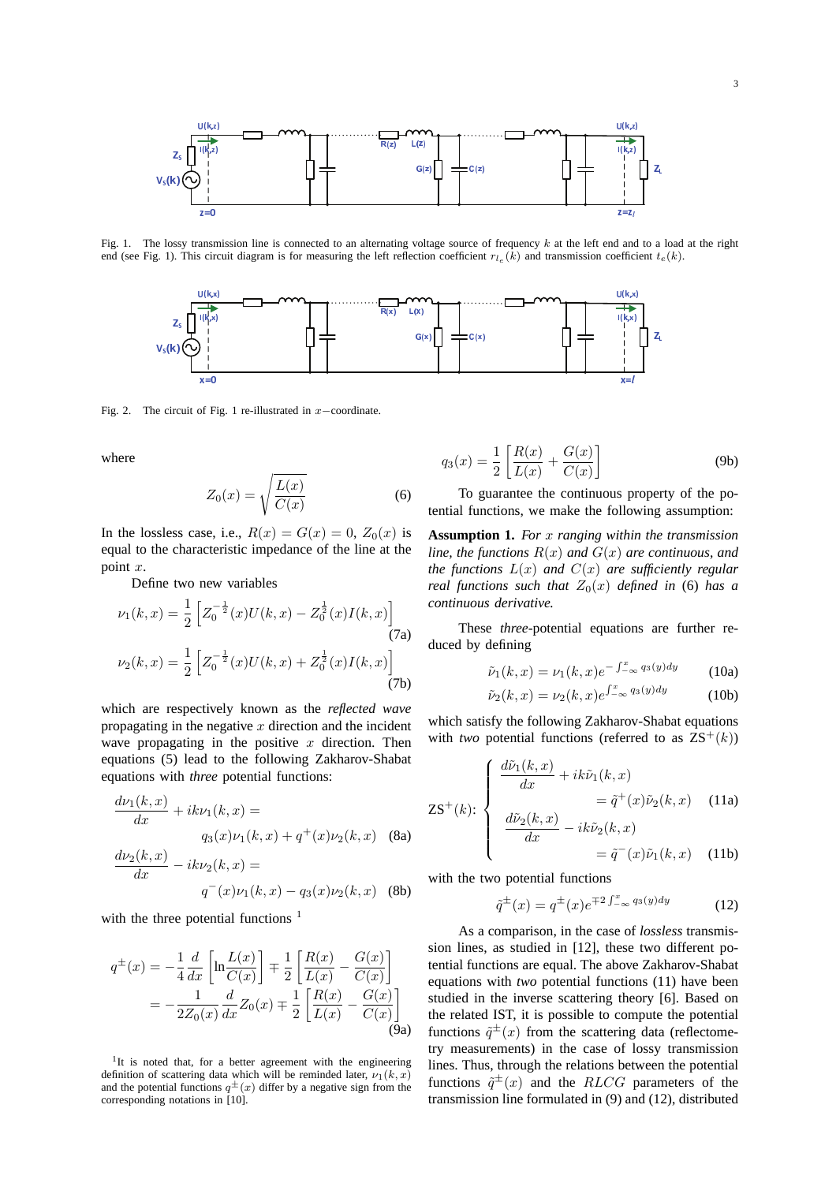Fig. 1. The lossy transmission line is connected to an alternating voltage source of frequency $k$ at the left end and to a load at the right end (see Fig. 1). This circuit diagram is for measuring the left reflection coefficient $r_{l_e}(k)$ and transmission coefficient $t_e(k)$.

Fig. 2. The circuit of Fig. 1 re-illustrated in $x-$coordinate.

where

$$Z_0(x) = \sqrt{\frac{L(x)}{C(x)}} \tag{6}$$

In the lossless case, i.e., $R(x) = G(x) = 0$, $Z_0(x)$ is equal to the characteristic impedance of the line at the point $x$.

Define two new variables

$$\nu_1(k,x) = \frac{1}{2}\left[Z_0^{-\frac{1}{2}}(x)U(k,x) - Z_0^{\frac{1}{2}}(x)I(k,x)\right] \tag{7a}$$

$$\nu_2(k,x) = \frac{1}{2}\left[Z_0^{-\frac{1}{2}}(x)U(k,x) + Z_0^{\frac{1}{2}}(x)I(k,x)\right] \tag{7b}$$

which are respectively known as the *reflected wave* propagating in the negative $x$ direction and the incident wave propagating in the positive $x$ direction. Then equations (5) lead to the following Zakharov-Shabat equations with *three* potential functions:

$$\frac{d\nu_1(k,x)}{dx} + ik\nu_1(k,x) = q_3(x)\nu_1(k,x) + q^+(x)\nu_2(k,x) \tag{8a}$$

$$\frac{d\nu_2(k,x)}{dx} - ik\nu_2(k,x) = q^-(x)\nu_1(k,x) - q_3(x)\nu_2(k,x) \tag{8b}$$

with the three potential functions [1]

$$\begin{aligned} q^{\pm}(x) &= -\frac{1}{4}\frac{d}{dx}\left[\ln\frac{L(x)}{C(x)}\right] \mp \frac{1}{2}\left[\frac{R(x)}{L(x)} - \frac{G(x)}{C(x)}\right] \\ &= -\frac{1}{2Z_0(x)}\frac{d}{dx}Z_0(x) \mp \frac{1}{2}\left[\frac{R(x)}{L(x)} - \frac{G(x)}{C(x)}\right] \end{aligned} \tag{9a}$$

[1] It is noted that, for a better agreement with the engineering definition of scattering data which will be reminded later, $\nu_1(k,x)$ and the potential functions $q^{\pm}(x)$ differ by a negative sign from the corresponding notations in [10].

$$q_3(x) = \frac{1}{2}\left[\frac{R(x)}{L(x)} + \frac{G(x)}{C(x)}\right] \tag{9b}$$

To guarantee the continuous property of the potential functions, we make the following assumption:

**Assumption 1.** *For $x$ ranging within the transmission line, the functions $R(x)$ and $G(x)$ are continuous, and the functions $L(x)$ and $C(x)$ are sufficiently regular real functions such that $Z_0(x)$ defined in* (6) *has a continuous derivative.*

These *three*-potential equations are further reduced by defining

$$\tilde{\nu}_1(k,x) = \nu_1(k,x)e^{-\int_{-\infty}^{x} q_3(y)dy} \tag{10a}$$

$$\tilde{\nu}_2(k,x) = \nu_2(k,x)e^{\int_{-\infty}^{x} q_3(y)dy} \tag{10b}$$

which satisfy the following Zakharov-Shabat equations with *two* potential functions (referred to as $\text{ZS}^+(k)$)

$$\text{ZS}^+(k): \begin{cases} \dfrac{d\tilde{\nu}_1(k,x)}{dx} + ik\tilde{\nu}_1(k,x) \\ \qquad\qquad = \tilde{q}^+(x)\tilde{\nu}_2(k,x) & \text{(11a)} \\ \dfrac{d\tilde{\nu}_2(k,x)}{dx} - ik\tilde{\nu}_2(k,x) \\ \qquad\qquad = \tilde{q}^-(x)\tilde{\nu}_1(k,x) & \text{(11b)} \end{cases}$$

with the two potential functions

$$\tilde{q}^{\pm}(x) = q^{\pm}(x)e^{\mp 2\int_{-\infty}^{x} q_3(y)dy} \tag{12}$$

As a comparison, in the case of *lossless* transmission lines, as studied in [12], these two different potential functions are equal. The above Zakharov-Shabat equations with *two* potential functions (11) have been studied in the inverse scattering theory [6]. Based on the related IST, it is possible to compute the potential functions $\tilde{q}^{\pm}(x)$ from the scattering data (reflectometry measurements) in the case of lossy transmission lines. Thus, through the relations between the potential functions $\tilde{q}^{\pm}(x)$ and the $RLCG$ parameters of the transmission line formulated in (9) and (12), distributed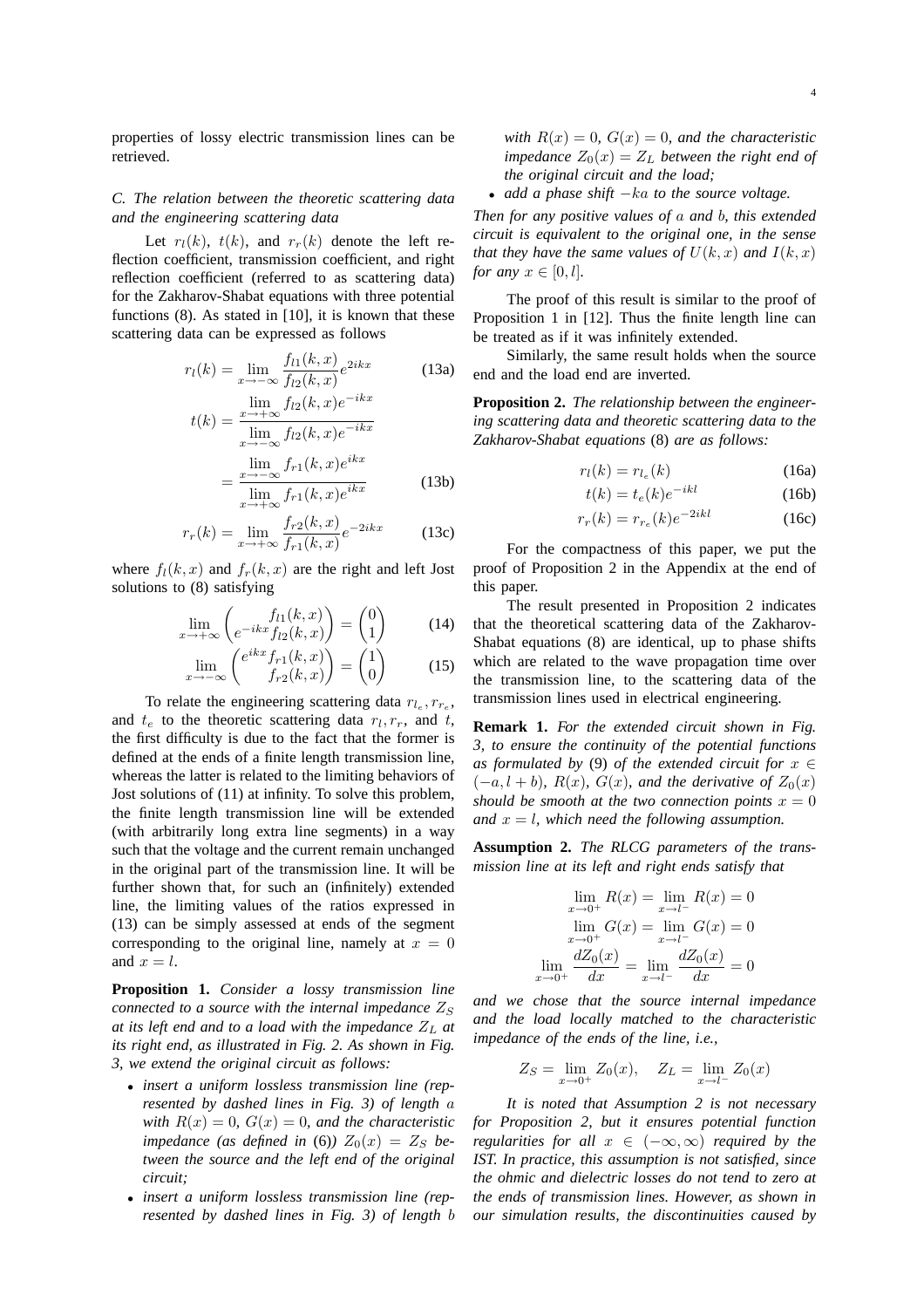properties of lossy electric transmission lines can be retrieved.

### C. The relation between the theoretic scattering data and the engineering scattering data

Let $r_l(k)$, $t(k)$, and $r_r(k)$ denote the left reflection coefficient, transmission coefficient, and right reflection coefficient (referred to as scattering data) for the Zakharov-Shabat equations with three potential functions (8). As stated in [10], it is known that these scattering data can be expressed as follows

$$r_l(k) = \lim_{x\to-\infty} \frac{f_{l1}(k,x)}{f_{l2}(k,x)} e^{2ikx} \tag{13a}$$

$$t(k) = \frac{\lim\limits_{x\to+\infty} f_{l2}(k,x)e^{-ikx}}{\lim\limits_{x\to-\infty} f_{l2}(k,x)e^{-ikx}} = \frac{\lim\limits_{x\to-\infty} f_{r1}(k,x)e^{ikx}}{\lim\limits_{x\to+\infty} f_{r1}(k,x)e^{ikx}} \tag{13b}$$

$$r_r(k) = \lim_{x\to+\infty} \frac{f_{r2}(k,x)}{f_{r1}(k,x)} e^{-2ikx} \tag{13c}$$

where $f_l(k,x)$ and $f_r(k,x)$ are the right and left Jost solutions to (8) satisfying

$$\lim_{x\to+\infty} \begin{pmatrix} f_{l1}(k,x) \\ e^{-ikx} f_{l2}(k,x) \end{pmatrix} = \begin{pmatrix} 0 \\ 1 \end{pmatrix} \tag{14}$$

$$\lim_{x\to-\infty} \begin{pmatrix} e^{ikx} f_{r1}(k,x) \\ f_{r2}(k,x) \end{pmatrix} = \begin{pmatrix} 1 \\ 0 \end{pmatrix} \tag{15}$$

To relate the engineering scattering data $r_{l_e}, r_{r_e}$, and $t_e$ to the theoretic scattering data $r_l, r_r$, and $t$, the first difficulty is due to the fact that the former is defined at the ends of a finite length transmission line, whereas the latter is related to the limiting behaviors of Jost solutions of (11) at infinity. To solve this problem, the finite length transmission line will be extended (with arbitrarily long extra line segments) in a way such that the voltage and the current remain unchanged in the original part of the transmission line. It will be further shown that, for such an (infinitely) extended line, the limiting values of the ratios expressed in (13) can be simply assessed at ends of the segment corresponding to the original line, namely at $x = 0$ and $x = l$.

**Proposition 1.** *Consider a lossy transmission line connected to a source with the internal impedance $Z_S$ at its left end and to a load with the impedance $Z_L$ at its right end, as illustrated in Fig. 2. As shown in Fig. 3, we extend the original circuit as follows:*

- *insert a uniform lossless transmission line (represented by dashed lines in Fig. 3) of length $a$ with $R(x) = 0$, $G(x) = 0$, and the characteristic impedance (as defined in (6)) $Z_0(x) = Z_S$ between the source and the left end of the original circuit;*
- *insert a uniform lossless transmission line (represented by dashed lines in Fig. 3) of length $b$ with $R(x) = 0$, $G(x) = 0$, and the characteristic impedance $Z_0(x) = Z_L$ between the right end of the original circuit and the load;*
- *add a phase shift $-ka$ to the source voltage.*

*Then for any positive values of $a$ and $b$, this extended circuit is equivalent to the original one, in the sense that they have the same values of $U(k,x)$ and $I(k,x)$ for any $x \in [0,l]$.*

The proof of this result is similar to the proof of Proposition 1 in [12]. Thus the finite length line can be treated as if it was infinitely extended.

Similarly, the same result holds when the source end and the load end are inverted.

**Proposition 2.** *The relationship between the engineering scattering data and theoretic scattering data to the Zakharov-Shabat equations* (8) *are as follows:*

$$r_l(k) = r_{l_e}(k) \tag{16a}$$

$$t(k) = t_e(k)e^{-ikl} \tag{16b}$$

$$r_r(k) = r_{r_e}(k)e^{-2ikl} \tag{16c}$$

For the compactness of this paper, we put the proof of Proposition 2 in the Appendix at the end of this paper.

The result presented in Proposition 2 indicates that the theoretical scattering data of the Zakharov-Shabat equations (8) are identical, up to phase shifts which are related to the wave propagation time over the transmission line, to the scattering data of the transmission lines used in electrical engineering.

**Remark 1.** *For the extended circuit shown in Fig. 3, to ensure the continuity of the potential functions as formulated by* (9) *of the extended circuit for $x \in (-a, l+b)$, $R(x)$, $G(x)$, and the derivative of $Z_0(x)$ should be smooth at the two connection points $x = 0$ and $x = l$, which need the following assumption.*

**Assumption 2.** *The RLCG parameters of the transmission line at its left and right ends satisfy that*

$$\lim_{x\to0^+} R(x) = \lim_{x\to l^-} R(x) = 0$$
$$\lim_{x\to0^+} G(x) = \lim_{x\to l^-} G(x) = 0$$
$$\lim_{x\to0^+} \frac{dZ_0(x)}{dx} = \lim_{x\to l^-} \frac{dZ_0(x)}{dx} = 0$$

*and we chose that the source internal impedance and the load locally matched to the characteristic impedance of the ends of the line, i.e.,*

$$Z_S = \lim_{x\to0^+} Z_0(x), \quad Z_L = \lim_{x\to l^-} Z_0(x)$$

*It is noted that Assumption 2 is not necessary for Proposition 2, but it ensures potential function regularities for all $x \in (-\infty, \infty)$ required by the IST. In practice, this assumption is not satisfied, since the ohmic and dielectric losses do not tend to zero at the ends of transmission lines. However, as shown in our simulation results, the discontinuities caused by*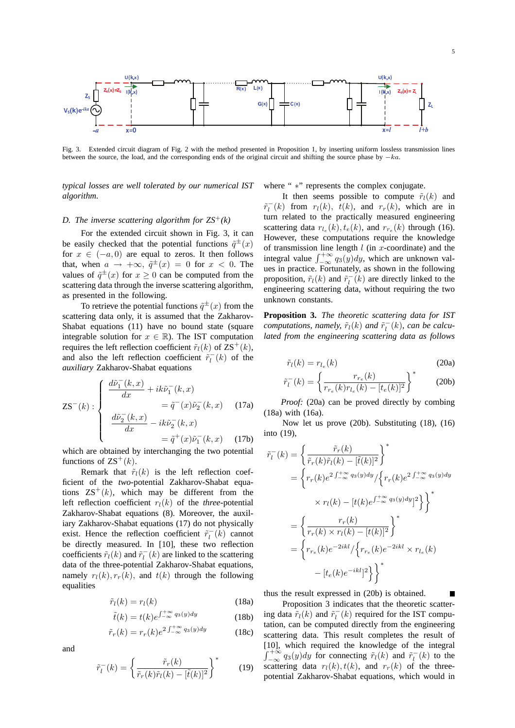Fig. 3. Extended circuit diagram of Fig. 2 with the method presented in Proposition 1, by inserting uniform lossless transmission lines between the source, the load, and the corresponding ends of the original circuit and shifting the source phase by $-ka$.

*typical losses are well tolerated by our numerical IST algorithm.*

### D. The inverse scattering algorithm for $ZS^+(k)$

For the extended circuit shown in Fig. 3, it can be easily checked that the potential functions $\tilde{q}^{\pm}(x)$ for $x \in (-a, 0)$ are equal to zeros. It then follows that, when $a \to +\infty$, $\tilde{q}^{\pm}(x) = 0$ for $x < 0$. The values of $\tilde{q}^{\pm}(x)$ for $x \geq 0$ can be computed from the scattering data through the inverse scattering algorithm, as presented in the following.

To retrieve the potential functions $\tilde{q}^{\pm}(x)$ from the scattering data only, it is assumed that the Zakharov-Shabat equations (11) have no bound state (square integrable solution for $x \in \mathbb{R}$). The IST computation requires the left reflection coefficient $\tilde{r}_l(k)$ of $\text{ZS}^+(k)$, and also the left reflection coefficient $\tilde{r}_l^-(k)$ of the *auxiliary* Zakharov-Shabat equations

$$\text{ZS}^-(k) : \begin{cases} \dfrac{d\tilde{\nu}_1^-(k,x)}{dx} + ik\tilde{\nu}_1^-(k,x) \\ \qquad\qquad = \tilde{q}^-(x)\tilde{\nu}_2^-(k,x) & \text{(17a)} \\ \dfrac{d\tilde{\nu}_2^-(k,x)}{dx} - ik\tilde{\nu}_2^-(k,x) \\ \qquad\qquad = \tilde{q}^+(x)\tilde{\nu}_1^-(k,x) & \text{(17b)} \end{cases}$$

which are obtained by interchanging the two potential functions of $\text{ZS}^+(k)$.

Remark that $\tilde{r}_l(k)$ is the left reflection coefficient of the *two*-potential Zakharov-Shabat equations $\text{ZS}^+(k)$, which may be different from the left reflection coefficient $r_l(k)$ of the *three*-potential Zakharov-Shabat equations (8). Moreover, the auxiliary Zakharov-Shabat equations (17) do not physically exist. Hence the reflection coefficient $\tilde{r}_l^-(k)$ cannot be directly measured. In [10], these two reflection coefficients $\tilde{r}_l(k)$ and $\tilde{r}_l^-(k)$ are linked to the scattering data of the three-potential Zakharov-Shabat equations, namely $r_l(k), r_r(k)$, and $t(k)$ through the following equalities

$$\tilde{r}_l(k) = r_l(k) \tag{18a}$$

$$\tilde{t}(k) = t(k)e^{\int_{-\infty}^{+\infty} q_3(y)dy} \tag{18b}$$

$$\tilde{r}_r(k) = r_r(k)e^{2\int_{-\infty}^{+\infty} q_3(y)dy} \tag{18c}$$

and

$$\tilde{r}_l^-(k) = \left\{ \frac{\tilde{r}_r(k)}{\tilde{r}_r(k)\tilde{r}_l(k) - [\tilde{t}(k)]^2} \right\}^* \tag{19}$$

where " $*$" represents the complex conjugate.

It then seems possible to compute $\tilde{r}_l(k)$ and $\tilde{r}_l^-(k)$ from $r_l(k)$, $t(k)$, and $r_r(k)$, which are in turn related to the practically measured engineering scattering data $r_{l_e}(k), t_e(k)$, and $r_{r_e}(k)$ through (16). However, these computations require the knowledge of transmission line length $l$ (in $x$-coordinate) and the integral value $\int_{-\infty}^{+\infty} q_3(y)dy$, which are unknown values in practice. Fortunately, as shown in the following proposition, $\tilde{r}_l(k)$ and $\tilde{r}_l^-(k)$ are directly linked to the engineering scattering data, without requiring the two unknown constants.

**Proposition 3.** *The theoretic scattering data for IST computations, namely, $\tilde{r}_l(k)$ and $\tilde{r}_l^-(k)$, can be calculated from the engineering scattering data as follows*

$$\tilde{r}_l(k) = r_{l_e}(k) \tag{20a}$$

$$\tilde{r}_l^-(k) = \left\{ \frac{r_{r_e}(k)}{r_{r_e}(k)r_{l_e}(k) - [t_e(k)]^2} \right\}^* \tag{20b}$$

*Proof:* (20a) can be proved directly by combing (18a) with (16a).

Now let us prove (20b). Substituting (18), (16) into (19),

$$\begin{aligned}
\tilde{r}_l^-(k) &= \left\{ \frac{\tilde{r}_r(k)}{\tilde{r}_r(k)\tilde{r}_l(k) - [\tilde{t}(k)]^2} \right\}^* \\
&= \left\{ r_r(k)e^{2\int_{-\infty}^{+\infty} q_3(y)dy} / \left\{ r_r(k)e^{2\int_{-\infty}^{+\infty} q_3(y)dy} \right.\right. \\
&\qquad \left.\left. \times\, r_l(k) - [t(k)e^{\int_{-\infty}^{+\infty} q_3(y)dy}]^2 \right\} \right\}^* \\
&= \left\{ \frac{r_r(k)}{r_r(k) \times r_l(k) - [t(k)]^2} \right\}^* \\
&= \left\{ r_{r_e}(k)e^{-2ikl} / \left\{ r_{r_e}(k)e^{-2ikl} \times r_{l_e}(k) \right.\right. \\
&\qquad \left.\left. - [t_e(k)e^{-ikl}]^2 \right\} \right\}^*
\end{aligned}$$

thus the result expressed in (20b) is obtained. ∎

Proposition 3 indicates that the theoretic scattering data $\tilde{r}_l(k)$ and $\tilde{r}_l^-(k)$ required for the IST computation, can be computed directly from the engineering scattering data. This result completes the result of [10], which required the knowledge of the integral $\int_{-\infty}^{+\infty} q_3(y)dy$ for connecting $\tilde{r}_l(k)$ and $\tilde{r}_l^-(k)$ to the scattering data $r_l(k), t(k)$, and $r_r(k)$ of the three-potential Zakharov-Shabat equations, which would in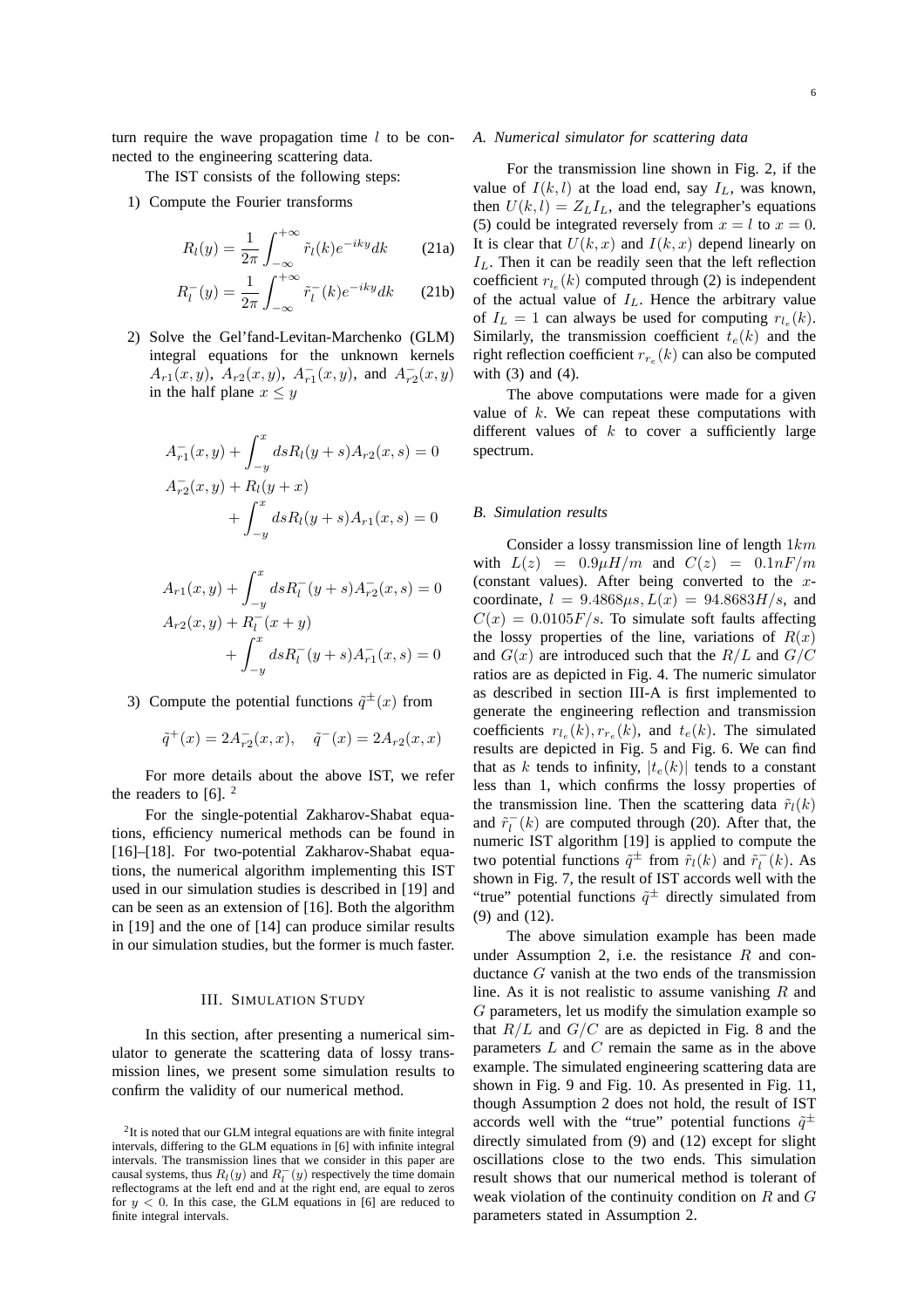turn require the wave propagation time $l$ to be connected to the engineering scattering data.

The IST consists of the following steps:

1) Compute the Fourier transforms

$$R_l(y) = \frac{1}{2\pi}\int_{-\infty}^{+\infty} \tilde{r}_l(k)e^{-iky}dk \qquad \text{(21a)}$$

$$R_l^-(y) = \frac{1}{2\pi}\int_{-\infty}^{+\infty} \tilde{r}_l^-(k)e^{-iky}dk \qquad \text{(21b)}$$

2) Solve the Gel'fand-Levitan-Marchenko (GLM) integral equations for the unknown kernels $A_{r1}(x,y)$, $A_{r2}(x,y)$, $A_{r1}^-(x,y)$, and $A_{r2}^-(x,y)$ in the half plane $x \le y$

$$A_{r1}^-(x,y) + \int_{-y}^{x} ds R_l(y+s)A_{r2}(x,s) = 0$$
$$A_{r2}^-(x,y) + R_l(y+x) + \int_{-y}^{x} ds R_l(y+s)A_{r1}(x,s) = 0$$

$$A_{r1}(x,y) + \int_{-y}^{x} ds R_l^-(y+s)A_{r2}^-(x,s) = 0$$
$$A_{r2}(x,y) + R_l^-(x+y) + \int_{-y}^{x} ds R_l^-(y+s)A_{r1}^-(x,s) = 0$$

3) Compute the potential functions $\tilde{q}^\pm(x)$ from

$$\tilde{q}^+(x) = 2A_{r2}^-(x,x), \quad \tilde{q}^-(x) = 2A_{r2}(x,x)$$

For more details about the above IST, we refer the readers to [6]. [2]

For the single-potential Zakharov-Shabat equations, efficiency numerical methods can be found in [16]–[18]. For two-potential Zakharov-Shabat equations, the numerical algorithm implementing this IST used in our simulation studies is described in [19] and can be seen as an extension of [16]. Both the algorithm in [19] and the one of [14] can produce similar results in our simulation studies, but the former is much faster.

## III. Simulation Study

In this section, after presenting a numerical simulator to generate the scattering data of lossy transmission lines, we present some simulation results to confirm the validity of our numerical method.

[2] It is noted that our GLM integral equations are with finite integral intervals, differing to the GLM equations in [6] with infinite integral intervals. The transmission lines that we consider in this paper are causal systems, thus $R_l(y)$ and $R_l^-(y)$ respectively the time domain reflectograms at the left end and at the right end, are equal to zeros for $y < 0$. In this case, the GLM equations in [6] are reduced to finite integral intervals.

### A. Numerical simulator for scattering data

For the transmission line shown in Fig. 2, if the value of $I(k,l)$ at the load end, say $I_L$, was known, then $U(k,l) = Z_L I_L$, and the telegrapher's equations (5) could be integrated reversely from $x = l$ to $x = 0$. It is clear that $U(k,x)$ and $I(k,x)$ depend linearly on $I_L$. Then it can be readily seen that the left reflection coefficient $r_{l_e}(k)$ computed through (2) is independent of the actual value of $I_L$. Hence the arbitrary value of $I_L = 1$ can always be used for computing $r_{l_e}(k)$. Similarly, the transmission coefficient $t_e(k)$ and the right reflection coefficient $r_{r_e}(k)$ can also be computed with (3) and (4).

The above computations were made for a given value of $k$. We can repeat these computations with different values of $k$ to cover a sufficiently large spectrum.

### B. Simulation results

Consider a lossy transmission line of length $1km$ with $L(z) = 0.9\mu H/m$ and $C(z) = 0.1nF/m$ (constant values). After being converted to the $x$-coordinate, $l = 9.4868\mu s, L(x) = 94.8683H/s$, and $C(x) = 0.0105F/s$. To simulate soft faults affecting the lossy properties of the line, variations of $R(x)$ and $G(x)$ are introduced such that the $R/L$ and $G/C$ ratios are as depicted in Fig. 4. The numeric simulator as described in section III-A is first implemented to generate the engineering reflection and transmission coefficients $r_{l_e}(k), r_{r_e}(k)$, and $t_e(k)$. The simulated results are depicted in Fig. 5 and Fig. 6. We can find that as $k$ tends to infinity, $|t_e(k)|$ tends to a constant less than 1, which confirms the lossy properties of the transmission line. Then the scattering data $\tilde{r}_l(k)$ and $\tilde{r}_l^-(k)$ are computed through (20). After that, the numeric IST algorithm [19] is applied to compute the two potential functions $\tilde{q}^\pm$ from $\tilde{r}_l(k)$ and $\tilde{r}_l^-(k)$. As shown in Fig. 7, the result of IST accords well with the "true" potential functions $\tilde{q}^\pm$ directly simulated from (9) and (12).

The above simulation example has been made under Assumption 2, i.e. the resistance $R$ and conductance $G$ vanish at the two ends of the transmission line. As it is not realistic to assume vanishing $R$ and $G$ parameters, let us modify the simulation example so that $R/L$ and $G/C$ are as depicted in Fig. 8 and the parameters $L$ and $C$ remain the same as in the above example. The simulated engineering scattering data are shown in Fig. 9 and Fig. 10. As presented in Fig. 11, though Assumption 2 does not hold, the result of IST accords well with the "true" potential functions $\tilde{q}^\pm$ directly simulated from (9) and (12) except for slight oscillations close to the two ends. This simulation result shows that our numerical method is tolerant of weak violation of the continuity condition on $R$ and $G$ parameters stated in Assumption 2.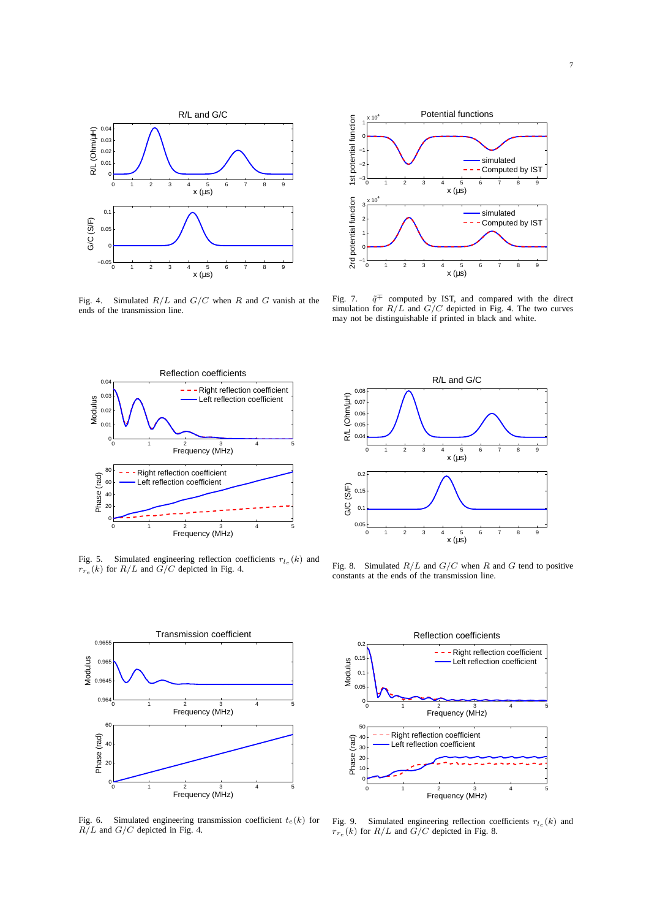Fig. 4. Simulated $R/L$ and $G/C$ when $R$ and $G$ vanish at the ends of the transmission line.

Fig. 7. $\tilde{q}^{\mp}$ computed by IST, and compared with the direct simulation for $R/L$ and $G/C$ depicted in Fig. 4. The two curves may not be distinguishable if printed in black and white.

Fig. 5. Simulated engineering reflection coefficients $r_{l_e}(k)$ and $r_{r_e}(k)$ for $R/L$ and $G/C$ depicted in Fig. 4.

Fig. 8. Simulated $R/L$ and $G/C$ when $R$ and $G$ tend to positive constants at the ends of the transmission line.

Fig. 6. Simulated engineering transmission coefficient $t_e(k)$ for $R/L$ and $G/C$ depicted in Fig. 4.

Fig. 9. Simulated engineering reflection coefficients $r_{l_e}(k)$ and $r_{r_e}(k)$ for $R/L$ and $G/C$ depicted in Fig. 8.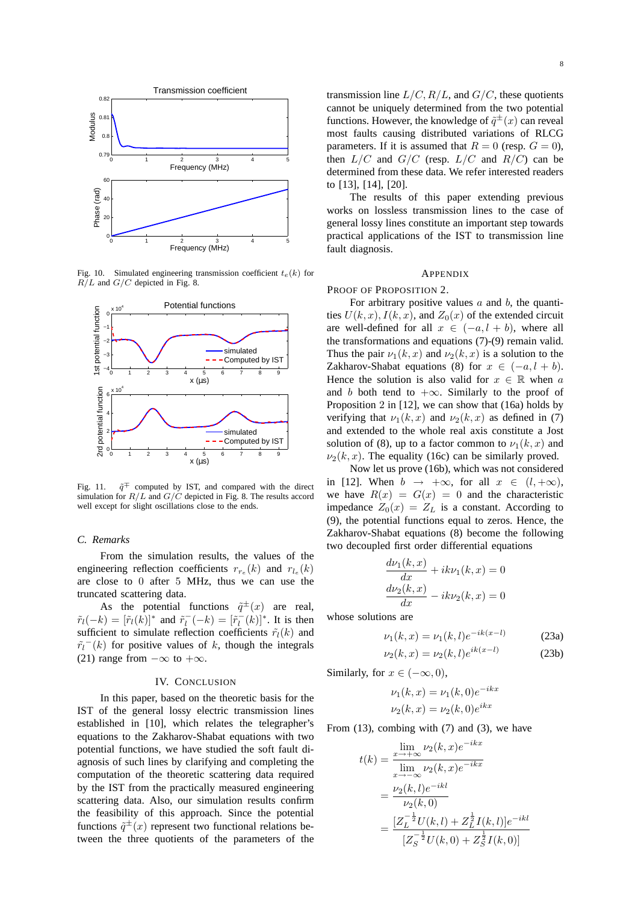Fig. 10. Simulated engineering transmission coefficient $t_e(k)$ for $R/L$ and $G/C$ depicted in Fig. 8.

Fig. 11. $\tilde{q}^{\mp}$ computed by IST, and compared with the direct simulation for $R/L$ and $G/C$ depicted in Fig. 8. The results accord well except for slight oscillations close to the ends.

### C. Remarks

From the simulation results, the values of the engineering reflection coefficients $r_{r_e}(k)$ and $r_{l_e}(k)$ are close to 0 after 5 MHz, thus we can use the truncated scattering data.

As the potential functions $\tilde{q}^{\pm}(x)$ are real, $\tilde{r}_l(-k) = [\tilde{r}_l(k)]^*$ and $\tilde{r}_l^-(-k) = [\tilde{r}_l^-(k)]^*$. It is then sufficient to simulate reflection coefficients $\tilde{r}_l(k)$ and $\tilde{r}_l{}^-(k)$ for positive values of $k$, though the integrals (21) range from $-\infty$ to $+\infty$.

## IV. Conclusion

In this paper, based on the theoretic basis for the IST of the general lossy electric transmission lines established in [10], which relates the telegrapher's equations to the Zakharov-Shabat equations with two potential functions, we have studied the soft fault diagnosis of such lines by clarifying and completing the computation of the theoretic scattering data required by the IST from the practically measured engineering scattering data. Also, our simulation results confirm the feasibility of this approach. Since the potential functions $\tilde{q}^{\pm}(x)$ represent two functional relations between the three quotients of the parameters of the transmission line $L/C$, $R/L$, and $G/C$, these quotients cannot be uniquely determined from the two potential functions. However, the knowledge of $\tilde{q}^{\pm}(x)$ can reveal most faults causing distributed variations of RLCG parameters. If it is assumed that $R = 0$ (resp. $G = 0$), then $L/C$ and $G/C$ (resp. $L/C$ and $R/C$) can be determined from these data. We refer interested readers to [13], [14], [20].

The results of this paper extending previous works on lossless transmission lines to the case of general lossy lines constitute an important step towards practical applications of the IST to transmission line fault diagnosis.

## Appendix

Proof of Proposition 2.

For arbitrary positive values $a$ and $b$, the quantities $U(k,x)$, $I(k,x)$, and $Z_0(x)$ of the extended circuit are well-defined for all $x \in (-a, l+b)$, where all the transformations and equations (7)-(9) remain valid. Thus the pair $\nu_1(k,x)$ and $\nu_2(k,x)$ is a solution to the Zakharov-Shabat equations (8) for $x \in (-a, l+b)$. Hence the solution is also valid for $x \in \mathbb{R}$ when $a$ and $b$ both tend to $+\infty$. Similarly to the proof of Proposition 2 in [12], we can show that (16a) holds by verifying that $\nu_1(k,x)$ and $\nu_2(k,x)$ as defined in (7) and extended to the whole real axis constitute a Jost solution of (8), up to a factor common to $\nu_1(k,x)$ and $\nu_2(k,x)$. The equality (16c) can be similarly proved.

Now let us prove (16b), which was not considered in [12]. When $b \to +\infty$, for all $x \in (l, +\infty)$, we have $R(x) = G(x) = 0$ and the characteristic impedance $Z_0(x) = Z_L$ is a constant. According to (9), the potential functions equal to zeros. Hence, the Zakharov-Shabat equations (8) become the following two decoupled first order differential equations

$$\frac{d\nu_1(k,x)}{dx} + ik\nu_1(k,x) = 0$$
$$\frac{d\nu_2(k,x)}{dx} - ik\nu_2(k,x) = 0$$

whose solutions are

$$\nu_1(k,x) = \nu_1(k,l)e^{-ik(x-l)} \tag{23a}$$
$$\nu_2(k,x) = \nu_2(k,l)e^{ik(x-l)} \tag{23b}$$

Similarly, for $x \in (-\infty, 0)$,

$$\nu_1(k,x) = \nu_1(k,0)e^{-ikx}$$
$$\nu_2(k,x) = \nu_2(k,0)e^{ikx}$$

From (13), combing with (7) and (3), we have

$$\begin{aligned} t(k) &= \frac{\lim_{x\to+\infty} \nu_2(k,x)e^{-ikx}}{\lim_{x\to-\infty} \nu_2(k,x)e^{-ikx}} \\ &= \frac{\nu_2(k,l)e^{-ikl}}{\nu_2(k,0)} \\ &= \frac{[Z_L^{-\frac{1}{2}}U(k,l) + Z_L^{\frac{1}{2}}I(k,l)]e^{-ikl}}{[Z_S^{-\frac{1}{2}}U(k,0) + Z_S^{\frac{1}{2}}I(k,0)]} \end{aligned}$$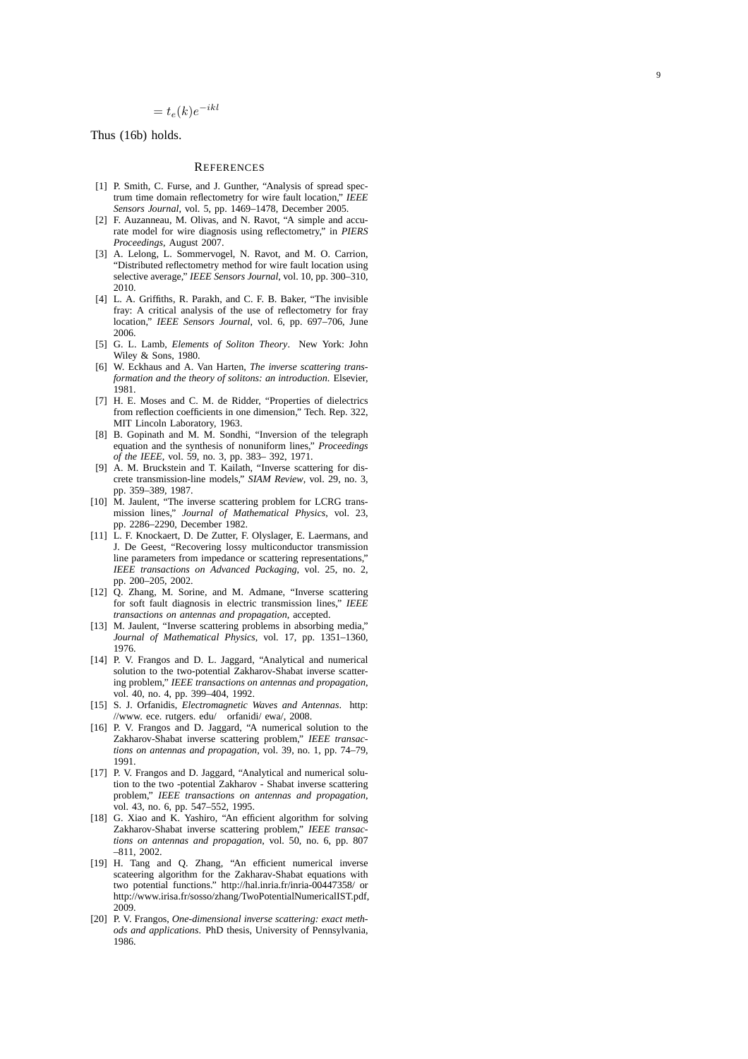$$= t_e(k)e^{-ikl}$$

Thus (16b) holds.

## REFERENCES

[1] P. Smith, C. Furse, and J. Gunther, "Analysis of spread spectrum time domain reflectometry for wire fault location," *IEEE Sensors Journal*, vol. 5, pp. 1469–1478, December 2005.

[2] F. Auzanneau, M. Olivas, and N. Ravot, "A simple and accurate model for wire diagnosis using reflectometry," in *PIERS Proceedings*, August 2007.

[3] A. Lelong, L. Sommervogel, N. Ravot, and M. O. Carrion, "Distributed reflectometry method for wire fault location using selective average," *IEEE Sensors Journal*, vol. 10, pp. 300–310, 2010.

[4] L. A. Griffiths, R. Parakh, and C. F. B. Baker, "The invisible fray: A critical analysis of the use of reflectometry for fray location," *IEEE Sensors Journal*, vol. 6, pp. 697–706, June 2006.

[5] G. L. Lamb, *Elements of Soliton Theory*. New York: John Wiley & Sons, 1980.

[6] W. Eckhaus and A. Van Harten, *The inverse scattering transformation and the theory of solitons: an introduction*. Elsevier, 1981.

[7] H. E. Moses and C. M. de Ridder, "Properties of dielectrics from reflection coefficients in one dimension," Tech. Rep. 322, MIT Lincoln Laboratory, 1963.

[8] B. Gopinath and M. M. Sondhi, "Inversion of the telegraph equation and the synthesis of nonuniform lines," *Proceedings of the IEEE*, vol. 59, no. 3, pp. 383– 392, 1971.

[9] A. M. Bruckstein and T. Kailath, "Inverse scattering for discrete transmission-line models," *SIAM Review*, vol. 29, no. 3, pp. 359–389, 1987.

[10] M. Jaulent, "The inverse scattering problem for LCRG transmission lines," *Journal of Mathematical Physics*, vol. 23, pp. 2286–2290, December 1982.

[11] L. F. Knockaert, D. De Zutter, F. Olyslager, E. Laermans, and J. De Geest, "Recovering lossy multiconductor transmission line parameters from impedance or scattering representations," *IEEE transactions on Advanced Packaging*, vol. 25, no. 2, pp. 200–205, 2002.

[12] Q. Zhang, M. Sorine, and M. Admane, "Inverse scattering for soft fault diagnosis in electric transmission lines," *IEEE transactions on antennas and propagation*, accepted.

[13] M. Jaulent, "Inverse scattering problems in absorbing media," *Journal of Mathematical Physics*, vol. 17, pp. 1351–1360, 1976.

[14] P. V. Frangos and D. L. Jaggard, "Analytical and numerical solution to the two-potential Zakharov-Shabat inverse scattering problem," *IEEE transactions on antennas and propagation*, vol. 40, no. 4, pp. 399–404, 1992.

[15] S. J. Orfanidis, *Electromagnetic Waves and Antennas*. http://www. ece. rutgers. edu/ orfanidi/ ewa/, 2008.

[16] P. V. Frangos and D. Jaggard, "A numerical solution to the Zakharov-Shabat inverse scattering problem," *IEEE transactions on antennas and propagation*, vol. 39, no. 1, pp. 74–79, 1991.

[17] P. V. Frangos and D. Jaggard, "Analytical and numerical solution to the two -potential Zakharov - Shabat inverse scattering problem," *IEEE transactions on antennas and propagation*, vol. 43, no. 6, pp. 547–552, 1995.

[18] G. Xiao and K. Yashiro, "An efficient algorithm for solving Zakharov-Shabat inverse scattering problem," *IEEE transactions on antennas and propagation*, vol. 50, no. 6, pp. 807 –811, 2002.

[19] H. Tang and Q. Zhang, "An efficient numerical inverse scateering algorithm for the Zakharav-Shabat equations with two potential functions." http://hal.inria.fr/inria-00447358/ or http://www.irisa.fr/sosso/zhang/TwoPotentialNumericalIST.pdf, 2009.

[20] P. V. Frangos, *One-dimensional inverse scattering: exact methods and applications*. PhD thesis, University of Pennsylvania, 1986.